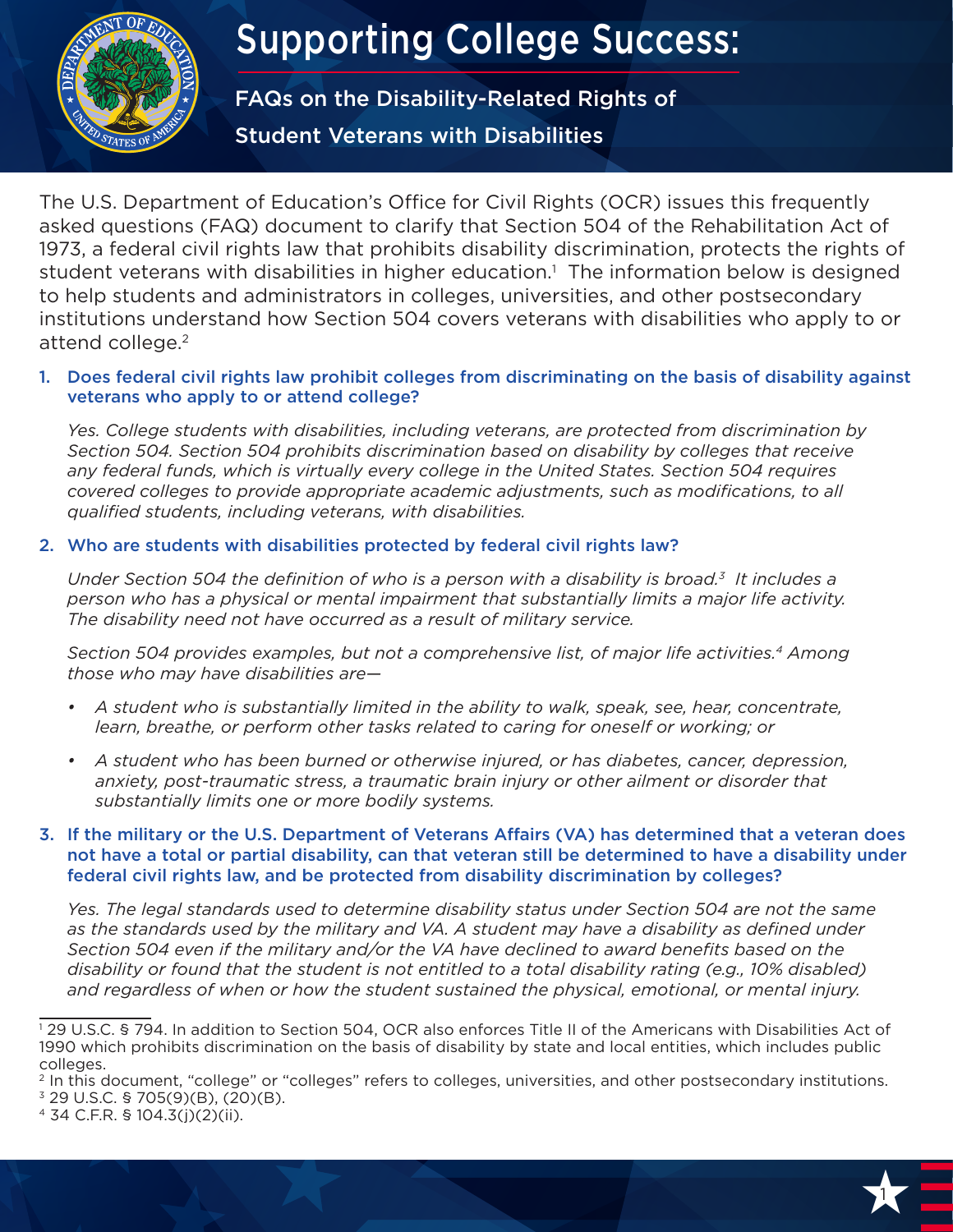# Supporting College Success:

## FAQs on the Disability-Related Rights of Student Veterans with Disabilities

The U.S. Department of Education's Office for Civil Rights (OCR) issues this frequently asked questions (FAQ) document to clarify that Section 504 of the Rehabilitation Act of 1973, a federal civil rights law that prohibits disability discrimination, protects the rights of student veterans with disabilities in higher education.[1] The information below is designed to help students and administrators in colleges, universities, and other postsecondary institutions understand how Section 504 covers veterans with disabilities who apply to or attend college.[2]

### 1. Does federal civil rights law prohibit colleges from discriminating on the basis of disability against veterans who apply to or attend college?

*Yes. College students with disabilities, including veterans, are protected from discrimination by Section 504. Section 504 prohibits discrimination based on disability by colleges that receive any federal funds, which is virtually every college in the United States. Section 504 requires covered colleges to provide appropriate academic adjustments, such as modifications, to all qualified students, including veterans, with disabilities.*

### 2. Who are students with disabilities protected by federal civil rights law?

*Under Section 504 the definition of who is a person with a disability is broad.[3] It includes a person who has a physical or mental impairment that substantially limits a major life activity. The disability need not have occurred as a result of military service.*

*Section 504 provides examples, but not a comprehensive list, of major life activities.[4] Among those who may have disabilities are—*

- *A student who is substantially limited in the ability to walk, speak, see, hear, concentrate, learn, breathe, or perform other tasks related to caring for oneself or working; or*
- *A student who has been burned or otherwise injured, or has diabetes, cancer, depression, anxiety, post-traumatic stress, a traumatic brain injury or other ailment or disorder that substantially limits one or more bodily systems.*

### 3. If the military or the U.S. Department of Veterans Affairs (VA) has determined that a veteran does not have a total or partial disability, can that veteran still be determined to have a disability under federal civil rights law, and be protected from disability discrimination by colleges?

*Yes. The legal standards used to determine disability status under Section 504 are not the same as the standards used by the military and VA. A student may have a disability as defined under Section 504 even if the military and/or the VA have declined to award benefits based on the disability or found that the student is not entitled to a total disability rating (e.g., 10% disabled) and regardless of when or how the student sustained the physical, emotional, or mental injury.*

---

[1] 29 U.S.C. § 794. In addition to Section 504, OCR also enforces Title II of the Americans with Disabilities Act of 1990 which prohibits discrimination on the basis of disability by state and local entities, which includes public colleges.

[2] In this document, "college" or "colleges" refers to colleges, universities, and other postsecondary institutions.

[3] 29 U.S.C. § 705(9)(B), (20)(B).

[4] 34 C.F.R. § 104.3(j)(2)(ii).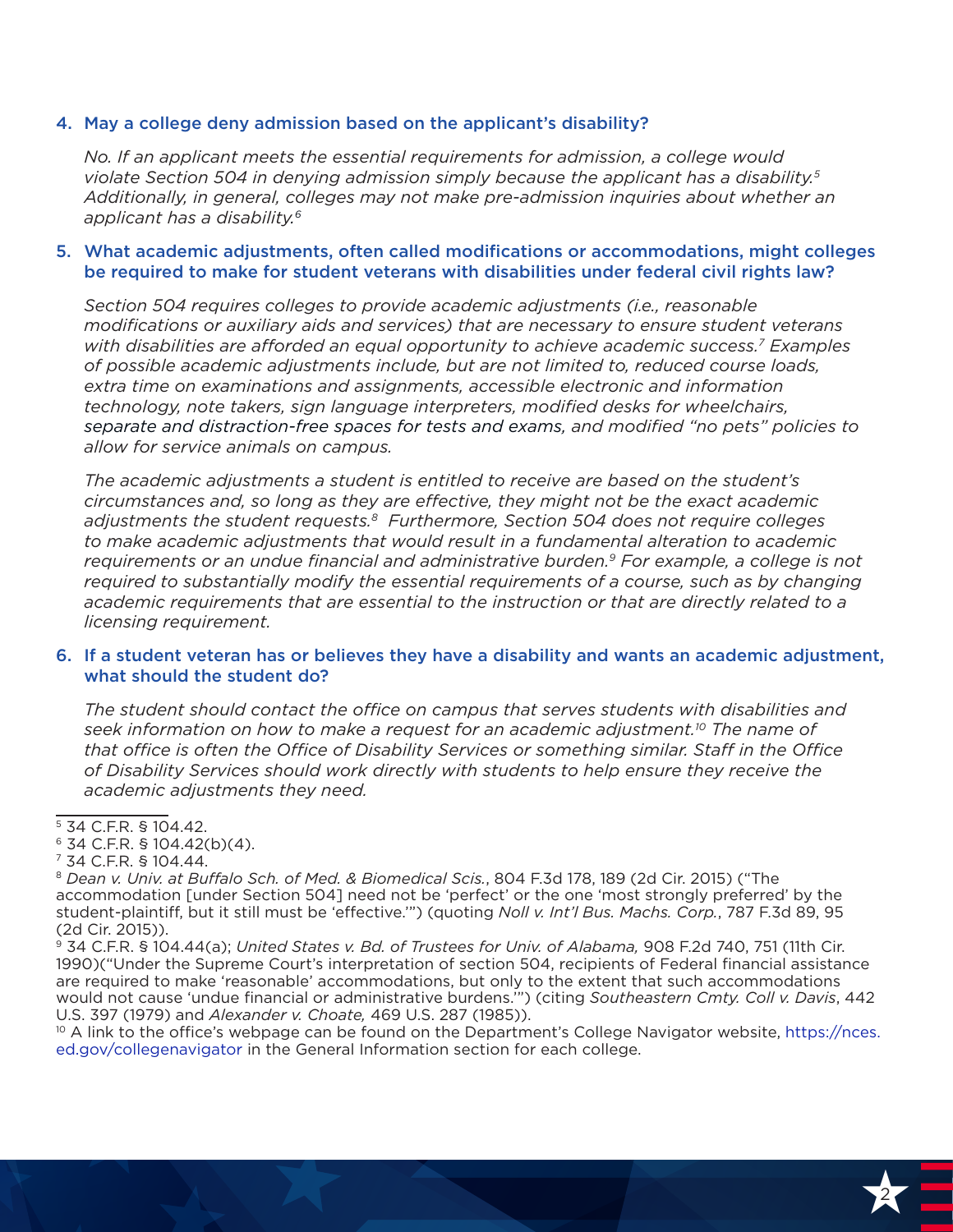## 4. May a college deny admission based on the applicant's disability?

*No. If an applicant meets the essential requirements for admission, a college would violate Section 504 in denying admission simply because the applicant has a disability.*[5] *Additionally, in general, colleges may not make pre-admission inquiries about whether an applicant has a disability.*[6]

## 5. What academic adjustments, often called modifications or accommodations, might colleges be required to make for student veterans with disabilities under federal civil rights law?

*Section 504 requires colleges to provide academic adjustments (i.e., reasonable modifications or auxiliary aids and services) that are necessary to ensure student veterans with disabilities are afforded an equal opportunity to achieve academic success.*[7] *Examples of possible academic adjustments include, but are not limited to, reduced course loads, extra time on examinations and assignments, accessible electronic and information technology, note takers, sign language interpreters, modified desks for wheelchairs, separate and distraction-free spaces for tests and exams, and modified "no pets" policies to allow for service animals on campus.*

*The academic adjustments a student is entitled to receive are based on the student's circumstances and, so long as they are effective, they might not be the exact academic adjustments the student requests.*[8] *Furthermore, Section 504 does not require colleges to make academic adjustments that would result in a fundamental alteration to academic requirements or an undue financial and administrative burden.*[9] *For example, a college is not required to substantially modify the essential requirements of a course, such as by changing academic requirements that are essential to the instruction or that are directly related to a licensing requirement.*

## 6. If a student veteran has or believes they have a disability and wants an academic adjustment, what should the student do?

*The student should contact the office on campus that serves students with disabilities and seek information on how to make a request for an academic adjustment.*[10] *The name of that office is often the Office of Disability Services or something similar. Staff in the Office of Disability Services should work directly with students to help ensure they receive the academic adjustments they need.*

---

[5] 34 C.F.R. § 104.42.

[6] 34 C.F.R. § 104.42(b)(4).

[7] 34 C.F.R. § 104.44.

[8] *Dean v. Univ. at Buffalo Sch. of Med. & Biomedical Scis.*, 804 F.3d 178, 189 (2d Cir. 2015) ("The accommodation [under Section 504] need not be 'perfect' or the one 'most strongly preferred' by the student-plaintiff, but it still must be 'effective.'") (quoting *Noll v. Int'l Bus. Machs. Corp.*, 787 F.3d 89, 95 (2d Cir. 2015)).

[9] 34 C.F.R. § 104.44(a); *United States v. Bd. of Trustees for Univ. of Alabama,* 908 F.2d 740, 751 (11th Cir. 1990)("Under the Supreme Court's interpretation of section 504, recipients of Federal financial assistance are required to make 'reasonable' accommodations, but only to the extent that such accommodations would not cause 'undue financial or administrative burdens.'") (citing *Southeastern Cmty. Coll v. Davis*, 442 U.S. 397 (1979) and *Alexander v. Choate,* 469 U.S. 287 (1985)).

[10] A link to the office's webpage can be found on the Department's College Navigator website, https://nces.ed.gov/collegenavigator in the General Information section for each college.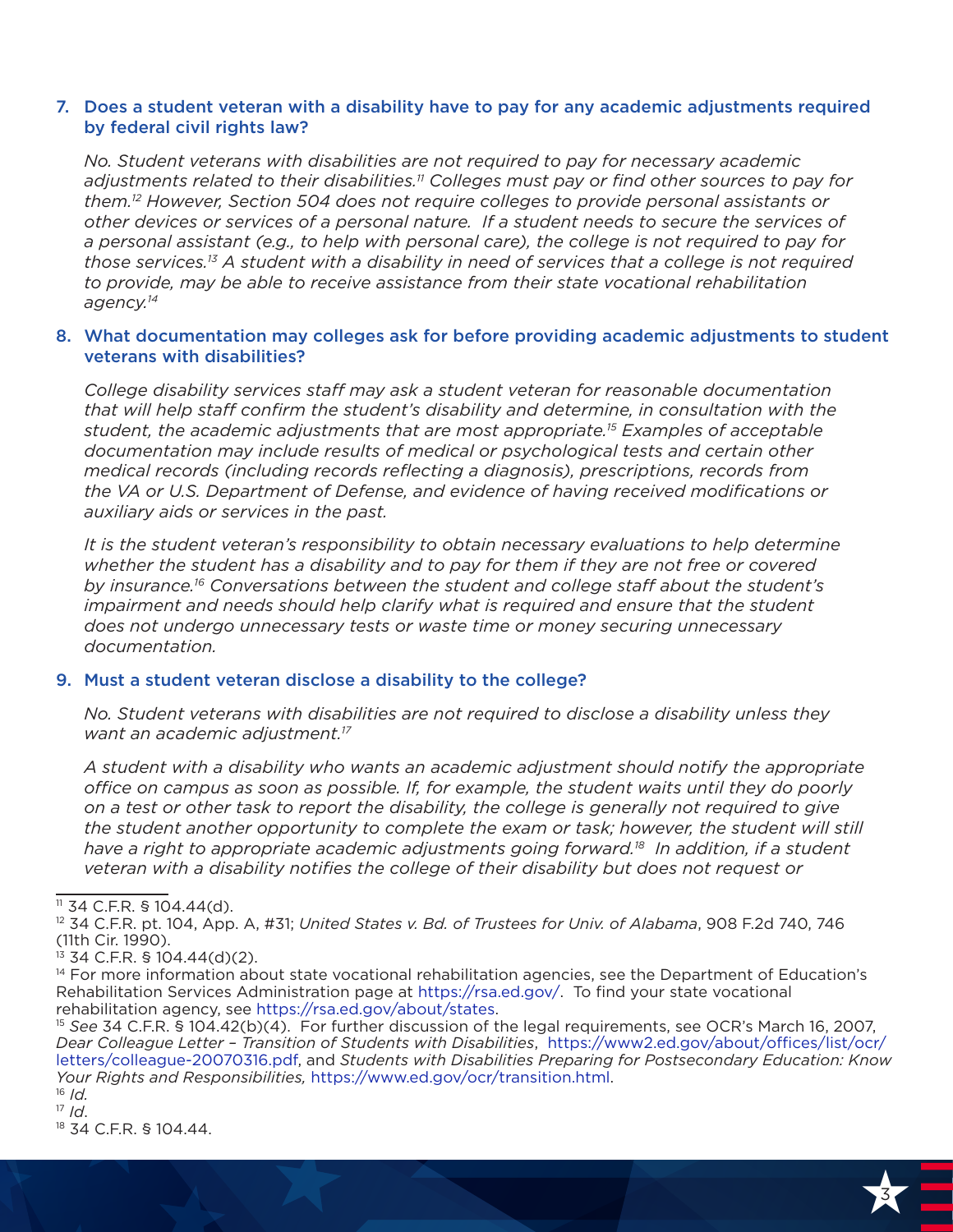7. **Does a student veteran with a disability have to pay for any academic adjustments required by federal civil rights law?**

   *No. Student veterans with disabilities are not required to pay for necessary academic adjustments related to their disabilities.[11] Colleges must pay or find other sources to pay for them.[12] However, Section 504 does not require colleges to provide personal assistants or other devices or services of a personal nature. If a student needs to secure the services of a personal assistant (e.g., to help with personal care), the college is not required to pay for those services.[13] A student with a disability in need of services that a college is not required to provide, may be able to receive assistance from their state vocational rehabilitation agency.[14]*

8. **What documentation may colleges ask for before providing academic adjustments to student veterans with disabilities?**

   *College disability services staff may ask a student veteran for reasonable documentation that will help staff confirm the student's disability and determine, in consultation with the student, the academic adjustments that are most appropriate.[15] Examples of acceptable documentation may include results of medical or psychological tests and certain other medical records (including records reflecting a diagnosis), prescriptions, records from the VA or U.S. Department of Defense, and evidence of having received modifications or auxiliary aids or services in the past.*

   *It is the student veteran's responsibility to obtain necessary evaluations to help determine whether the student has a disability and to pay for them if they are not free or covered by insurance.[16] Conversations between the student and college staff about the student's impairment and needs should help clarify what is required and ensure that the student does not undergo unnecessary tests or waste time or money securing unnecessary documentation.*

9. **Must a student veteran disclose a disability to the college?**

   *No. Student veterans with disabilities are not required to disclose a disability unless they want an academic adjustment.[17]*

   *A student with a disability who wants an academic adjustment should notify the appropriate office on campus as soon as possible. If, for example, the student waits until they do poorly on a test or other task to report the disability, the college is generally not required to give the student another opportunity to complete the exam or task; however, the student will still have a right to appropriate academic adjustments going forward.[18] In addition, if a student veteran with a disability notifies the college of their disability but does not request or*

---

[11] 34 C.F.R. § 104.44(d).

[12] 34 C.F.R. pt. 104, App. A, #31; *United States v. Bd. of Trustees for Univ. of Alabama*, 908 F.2d 740, 746 (11th Cir. 1990).

[13] 34 C.F.R. § 104.44(d)(2).

[14] For more information about state vocational rehabilitation agencies, see the Department of Education's Rehabilitation Services Administration page at https://rsa.ed.gov/. To find your state vocational rehabilitation agency, see https://rsa.ed.gov/about/states.

[15] *See* 34 C.F.R. § 104.42(b)(4). For further discussion of the legal requirements, see OCR's March 16, 2007, *Dear Colleague Letter – Transition of Students with Disabilities*, https://www2.ed.gov/about/offices/list/ocr/letters/colleague-20070316.pdf, and *Students with Disabilities Preparing for Postsecondary Education: Know Your Rights and Responsibilities,* https://www.ed.gov/ocr/transition.html.

[16] *Id.*

[17] *Id.*

[18] 34 C.F.R. § 104.44.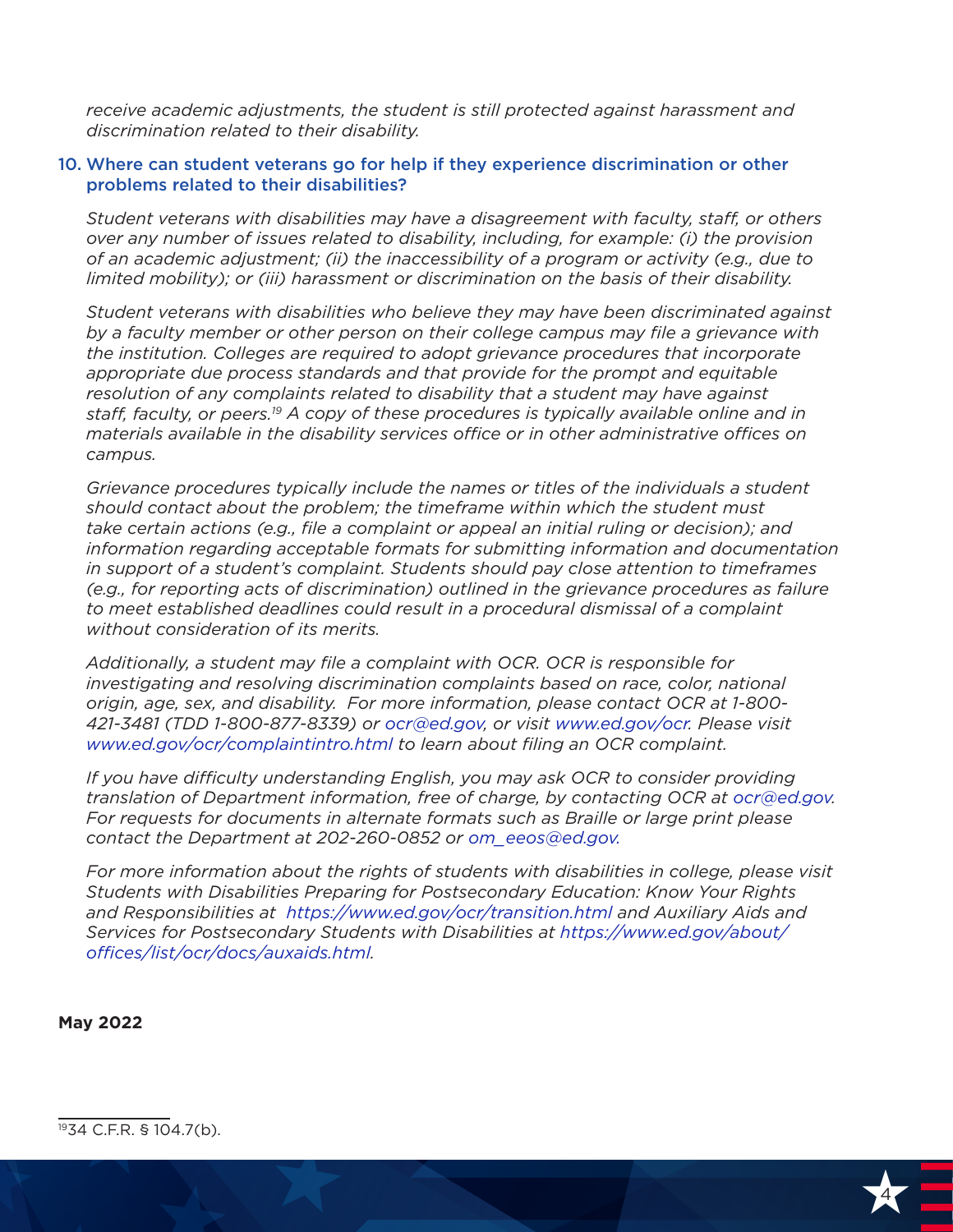*receive academic adjustments, the student is still protected against harassment and discrimination related to their disability.*

### 10. Where can student veterans go for help if they experience discrimination or other problems related to their disabilities?

*Student veterans with disabilities may have a disagreement with faculty, staff, or others over any number of issues related to disability, including, for example: (i) the provision of an academic adjustment; (ii) the inaccessibility of a program or activity (e.g., due to limited mobility); or (iii) harassment or discrimination on the basis of their disability.*

*Student veterans with disabilities who believe they may have been discriminated against by a faculty member or other person on their college campus may file a grievance with the institution. Colleges are required to adopt grievance procedures that incorporate appropriate due process standards and that provide for the prompt and equitable resolution of any complaints related to disability that a student may have against staff, faculty, or peers.[19] A copy of these procedures is typically available online and in materials available in the disability services office or in other administrative offices on campus.*

*Grievance procedures typically include the names or titles of the individuals a student should contact about the problem; the timeframe within which the student must take certain actions (e.g., file a complaint or appeal an initial ruling or decision); and information regarding acceptable formats for submitting information and documentation in support of a student's complaint. Students should pay close attention to timeframes (e.g., for reporting acts of discrimination) outlined in the grievance procedures as failure to meet established deadlines could result in a procedural dismissal of a complaint without consideration of its merits.*

*Additionally, a student may file a complaint with OCR. OCR is responsible for investigating and resolving discrimination complaints based on race, color, national origin, age, sex, and disability. For more information, please contact OCR at 1-800-421-3481 (TDD 1-800-877-8339) or ocr@ed.gov, or visit www.ed.gov/ocr. Please visit www.ed.gov/ocr/complaintintro.html to learn about filing an OCR complaint.*

*If you have difficulty understanding English, you may ask OCR to consider providing translation of Department information, free of charge, by contacting OCR at ocr@ed.gov. For requests for documents in alternate formats such as Braille or large print please contact the Department at 202-260-0852 or om_eeos@ed.gov.*

*For more information about the rights of students with disabilities in college, please visit Students with Disabilities Preparing for Postsecondary Education: Know Your Rights and Responsibilities at https://www.ed.gov/ocr/transition.html and Auxiliary Aids and Services for Postsecondary Students with Disabilities at https://www.ed.gov/about/offices/list/ocr/docs/auxaids.html.*

**May 2022**

---

[19] 34 C.F.R. § 104.7(b).